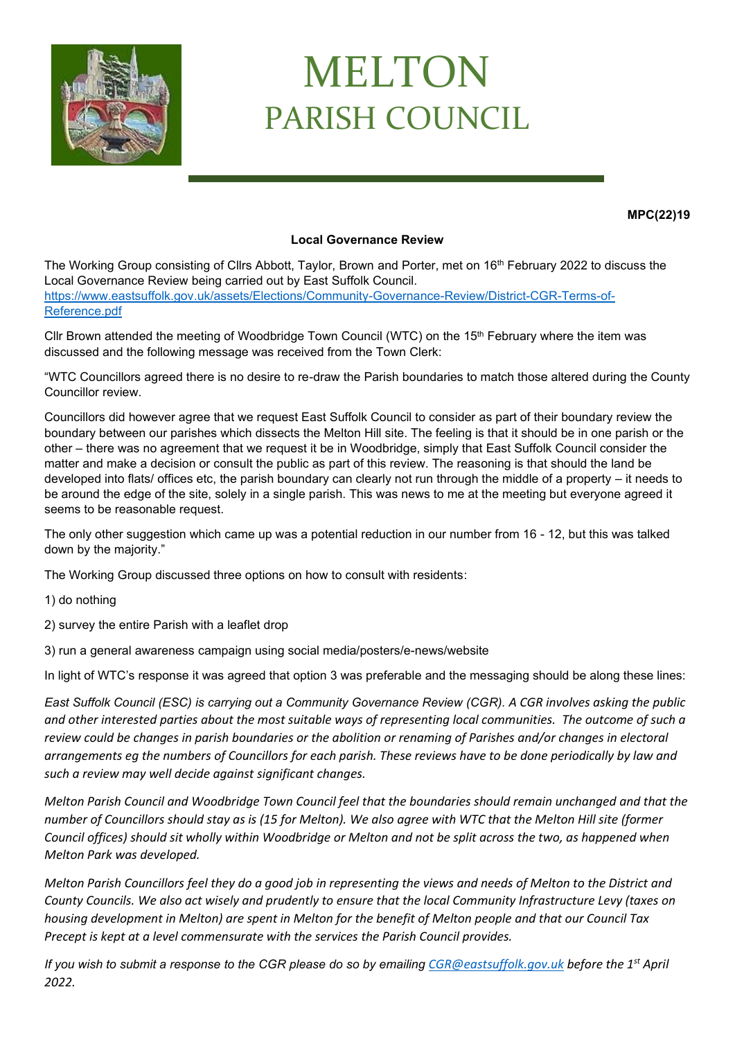# MELTON
## PARISH COUNCIL

**MPC(22)19**

**Local Governance Review**

The Working Group consisting of Cllrs Abbott, Taylor, Brown and Porter, met on 16th February 2022 to discuss the Local Governance Review being carried out by East Suffolk Council.
https://www.eastsuffolk.gov.uk/assets/Elections/Community-Governance-Review/District-CGR-Terms-of-Reference.pdf

Cllr Brown attended the meeting of Woodbridge Town Council (WTC) on the 15th February where the item was discussed and the following message was received from the Town Clerk:

"WTC Councillors agreed there is no desire to re-draw the Parish boundaries to match those altered during the County Councillor review.

Councillors did however agree that we request East Suffolk Council to consider as part of their boundary review the boundary between our parishes which dissects the Melton Hill site. The feeling is that it should be in one parish or the other – there was no agreement that we request it be in Woodbridge, simply that East Suffolk Council consider the matter and make a decision or consult the public as part of this review. The reasoning is that should the land be developed into flats/ offices etc, the parish boundary can clearly not run through the middle of a property – it needs to be around the edge of the site, solely in a single parish. This was news to me at the meeting but everyone agreed it seems to be reasonable request.

The only other suggestion which came up was a potential reduction in our number from 16 - 12, but this was talked down by the majority."

The Working Group discussed three options on how to consult with residents:

1) do nothing

2) survey the entire Parish with a leaflet drop

3) run a general awareness campaign using social media/posters/e-news/website

In light of WTC's response it was agreed that option 3 was preferable and the messaging should be along these lines:

*East Suffolk Council (ESC) is carrying out a Community Governance Review (CGR). A CGR involves asking the public and other interested parties about the most suitable ways of representing local communities. The outcome of such a review could be changes in parish boundaries or the abolition or renaming of Parishes and/or changes in electoral arrangements eg the numbers of Councillors for each parish. These reviews have to be done periodically by law and such a review may well decide against significant changes.*

*Melton Parish Council and Woodbridge Town Council feel that the boundaries should remain unchanged and that the number of Councillors should stay as is (15 for Melton). We also agree with WTC that the Melton Hill site (former Council offices) should sit wholly within Woodbridge or Melton and not be split across the two, as happened when Melton Park was developed.*

*Melton Parish Councillors feel they do a good job in representing the views and needs of Melton to the District and County Councils. We also act wisely and prudently to ensure that the local Community Infrastructure Levy (taxes on housing development in Melton) are spent in Melton for the benefit of Melton people and that our Council Tax Precept is kept at a level commensurate with the services the Parish Council provides.*

*If you wish to submit a response to the CGR please do so by emailing CGR@eastsuffolk.gov.uk before the 1st April 2022.*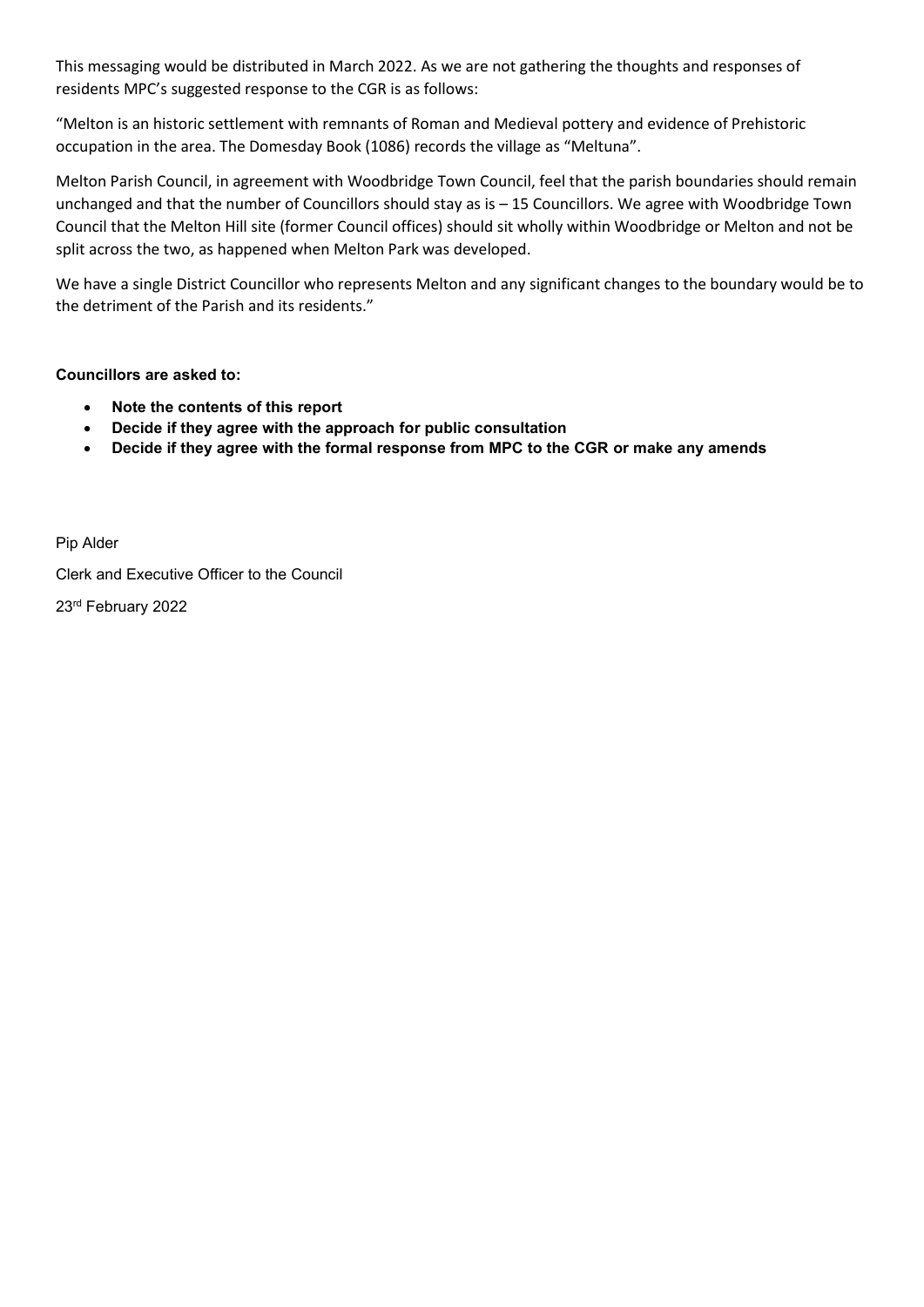This messaging would be distributed in March 2022. As we are not gathering the thoughts and responses of residents MPC's suggested response to the CGR is as follows:

"Melton is an historic settlement with remnants of Roman and Medieval pottery and evidence of Prehistoric occupation in the area. The Domesday Book (1086) records the village as "Meltuna".

Melton Parish Council, in agreement with Woodbridge Town Council, feel that the parish boundaries should remain unchanged and that the number of Councillors should stay as is – 15 Councillors. We agree with Woodbridge Town Council that the Melton Hill site (former Council offices) should sit wholly within Woodbridge or Melton and not be split across the two, as happened when Melton Park was developed.

We have a single District Councillor who represents Melton and any significant changes to the boundary would be to the detriment of the Parish and its residents."

**Councillors are asked to:**

- **Note the contents of this report**
- **Decide if they agree with the approach for public consultation**
- **Decide if they agree with the formal response from MPC to the CGR or make any amends**

Pip Alder

Clerk and Executive Officer to the Council

23rd February 2022